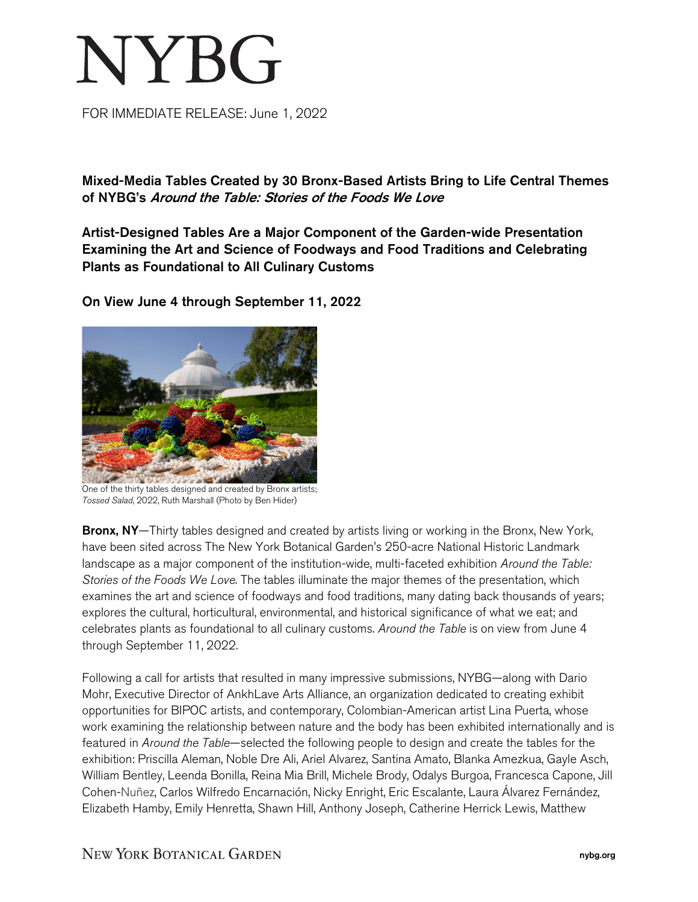# NYBG

FOR IMMEDIATE RELEASE: June 1, 2022

**Mixed-Media Tables Created by 30 Bronx-Based Artists Bring to Life Central Themes of NYBG's *Around the Table: Stories of the Foods We Love***

**Artist-Designed Tables Are a Major Component of the Garden-wide Presentation Examining the Art and Science of Foodways and Food Traditions and Celebrating Plants as Foundational to All Culinary Customs**

**On View June 4 through September 11, 2022**

One of the thirty tables designed and created by Bronx artists; *Tossed Salad*, 2022, Ruth Marshall (Photo by Ben Hider)

**Bronx, NY**—Thirty tables designed and created by artists living or working in the Bronx, New York, have been sited across The New York Botanical Garden's 250-acre National Historic Landmark landscape as a major component of the institution-wide, multi-faceted exhibition *Around the Table: Stories of the Foods We Love*. The tables illuminate the major themes of the presentation, which examines the art and science of foodways and food traditions, many dating back thousands of years; explores the cultural, horticultural, environmental, and historical significance of what we eat; and celebrates plants as foundational to all culinary customs. *Around the Table* is on view from June 4 through September 11, 2022.

Following a call for artists that resulted in many impressive submissions, NYBG—along with Dario Mohr, Executive Director of AnkhLave Arts Alliance, an organization dedicated to creating exhibit opportunities for BIPOC artists, and contemporary, Colombian-American artist Lina Puerta, whose work examining the relationship between nature and the body has been exhibited internationally and is featured in *Around the Table*—selected the following people to design and create the tables for the exhibition: Priscilla Aleman, Noble Dre Ali, Ariel Alvarez, Santina Amato, Blanka Amezkua, Gayle Asch, William Bentley, Leenda Bonilla, Reina Mia Brill, Michele Brody, Odalys Burgoa, Francesca Capone, Jill Cohen-Nuñez, Carlos Wilfredo Encarnación, Nicky Enright, Eric Escalante, Laura Álvarez Fernández, Elizabeth Hamby, Emily Henretta, Shawn Hill, Anthony Joseph, Catherine Herrick Lewis, Matthew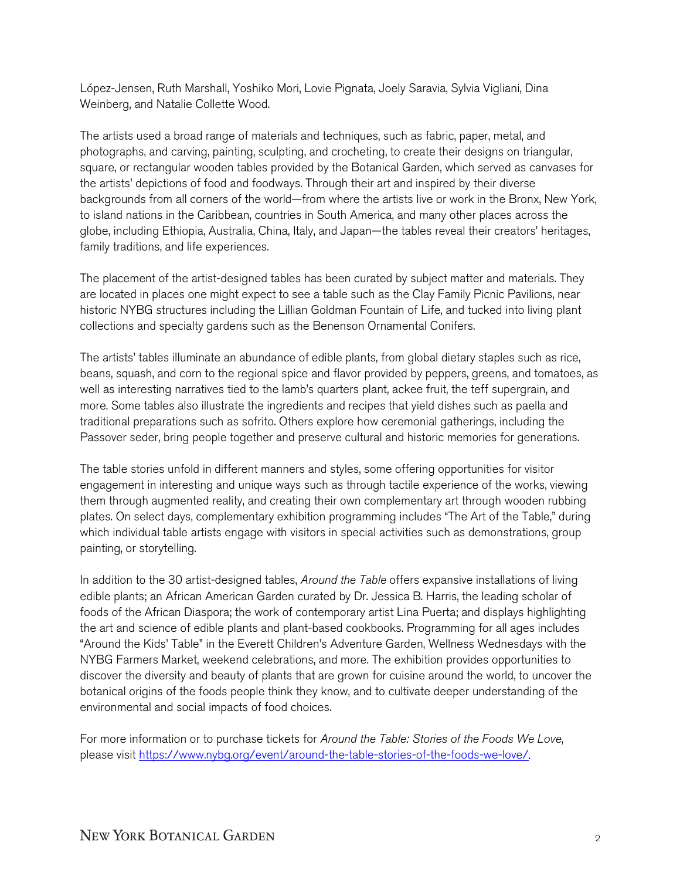López-Jensen, Ruth Marshall, Yoshiko Mori, Lovie Pignata, Joely Saravia, Sylvia Vigliani, Dina Weinberg, and Natalie Collette Wood.

The artists used a broad range of materials and techniques, such as fabric, paper, metal, and photographs, and carving, painting, sculpting, and crocheting, to create their designs on triangular, square, or rectangular wooden tables provided by the Botanical Garden, which served as canvases for the artists' depictions of food and foodways. Through their art and inspired by their diverse backgrounds from all corners of the world—from where the artists live or work in the Bronx, New York, to island nations in the Caribbean, countries in South America, and many other places across the globe, including Ethiopia, Australia, China, Italy, and Japan—the tables reveal their creators' heritages, family traditions, and life experiences.

The placement of the artist-designed tables has been curated by subject matter and materials. They are located in places one might expect to see a table such as the Clay Family Picnic Pavilions, near historic NYBG structures including the Lillian Goldman Fountain of Life, and tucked into living plant collections and specialty gardens such as the Benenson Ornamental Conifers.

The artists' tables illuminate an abundance of edible plants, from global dietary staples such as rice, beans, squash, and corn to the regional spice and flavor provided by peppers, greens, and tomatoes, as well as interesting narratives tied to the lamb's quarters plant, ackee fruit, the teff supergrain, and more. Some tables also illustrate the ingredients and recipes that yield dishes such as paella and traditional preparations such as sofrito. Others explore how ceremonial gatherings, including the Passover seder, bring people together and preserve cultural and historic memories for generations.

The table stories unfold in different manners and styles, some offering opportunities for visitor engagement in interesting and unique ways such as through tactile experience of the works, viewing them through augmented reality, and creating their own complementary art through wooden rubbing plates. On select days, complementary exhibition programming includes "The Art of the Table," during which individual table artists engage with visitors in special activities such as demonstrations, group painting, or storytelling.

In addition to the 30 artist-designed tables, *Around the Table* offers expansive installations of living edible plants; an African American Garden curated by Dr. Jessica B. Harris, the leading scholar of foods of the African Diaspora; the work of contemporary artist Lina Puerta; and displays highlighting the art and science of edible plants and plant-based cookbooks. Programming for all ages includes "Around the Kids' Table" in the Everett Children's Adventure Garden, Wellness Wednesdays with the NYBG Farmers Market, weekend celebrations, and more. The exhibition provides opportunities to discover the diversity and beauty of plants that are grown for cuisine around the world, to uncover the botanical origins of the foods people think they know, and to cultivate deeper understanding of the environmental and social impacts of food choices.

For more information or to purchase tickets for *Around the Table: Stories of the Foods We Love*, please visit https://www.nybg.org/event/around-the-table-stories-of-the-foods-we-love/.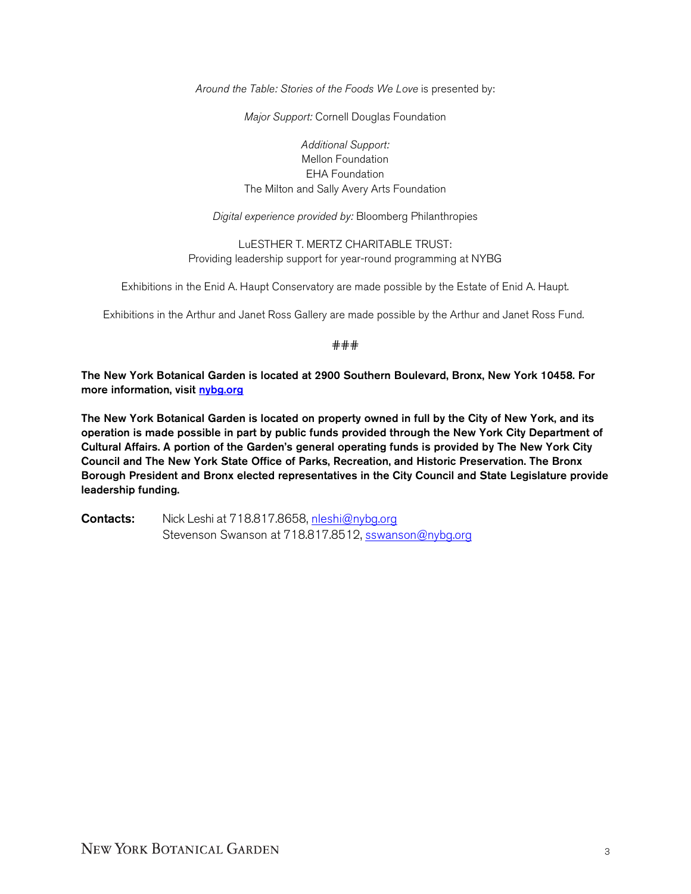*Around the Table: Stories of the Foods We Love* is presented by:

*Major Support:* Cornell Douglas Foundation

*Additional Support:*
Mellon Foundation
EHA Foundation
The Milton and Sally Avery Arts Foundation

*Digital experience provided by:* Bloomberg Philanthropies

LuESTHER T. MERTZ CHARITABLE TRUST:
Providing leadership support for year-round programming at NYBG

Exhibitions in the Enid A. Haupt Conservatory are made possible by the Estate of Enid A. Haupt.

Exhibitions in the Arthur and Janet Ross Gallery are made possible by the Arthur and Janet Ross Fund.

###

**The New York Botanical Garden is located at 2900 Southern Boulevard, Bronx, New York 10458. For more information, visit [nybg.org](nybg.org)**

**The New York Botanical Garden is located on property owned in full by the City of New York, and its operation is made possible in part by public funds provided through the New York City Department of Cultural Affairs. A portion of the Garden's general operating funds is provided by The New York City Council and The New York State Office of Parks, Recreation, and Historic Preservation. The Bronx Borough President and Bronx elected representatives in the City Council and State Legislature provide leadership funding.**

**Contacts:** Nick Leshi at 718.817.8658, nleshi@nybg.org
Stevenson Swanson at 718.817.8512, sswanson@nybg.org